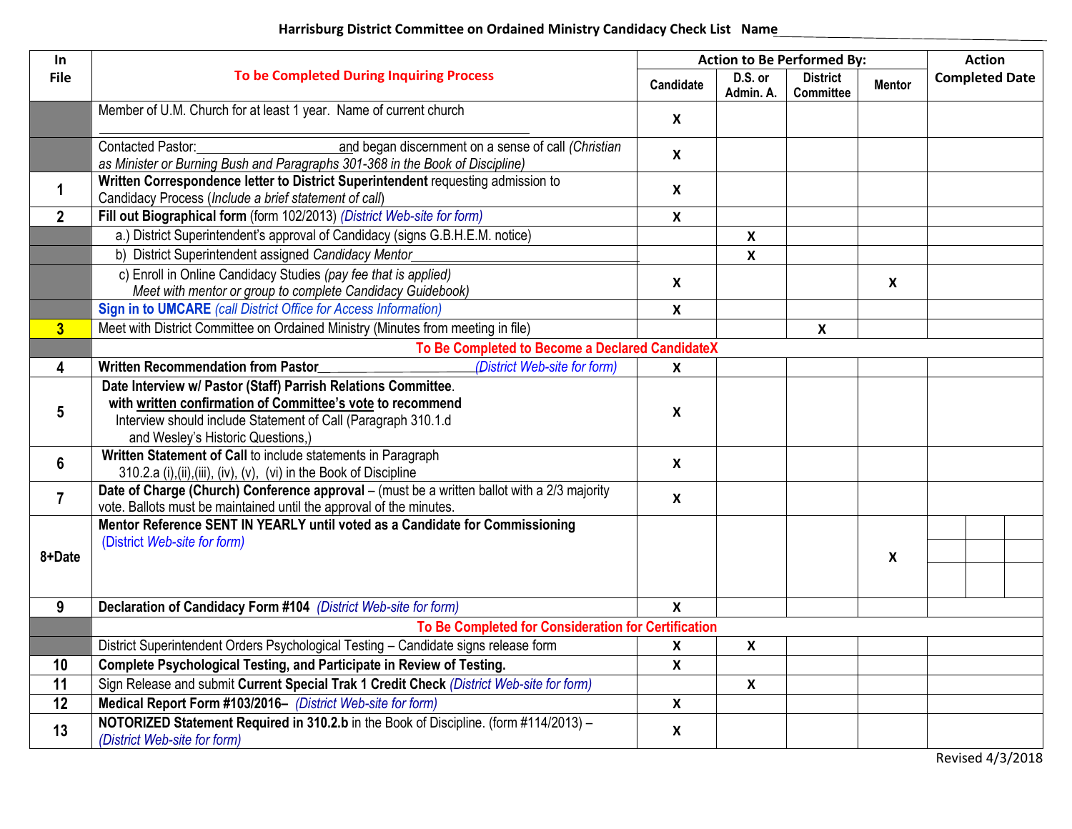**Harrisburg District Committee on Ordained Ministry Candidacy Check List** Name\_\_\_\_\_\_\_\_\_\_\_\_\_\_\_\_\_\_\_\_\_\_\_\_\_\_\_\_\_\_

| In File | To be Completed During Inquiring Process | Action to Be Performed By: | | | | Action Completed Date |
|---|---|---|---|---|---|---|
| | | Candidate | D.S. or Admin. A. | District Committee | Mentor | |
| | Member of U.M. Church for at least 1 year. Name of current church \_\_\_\_\_\_\_\_\_\_\_\_\_\_\_\_\_\_\_\_\_\_\_\_\_\_\_\_\_\_\_\_\_\_\_\_\_\_\_\_\_\_\_\_ | X | | | | |
| | Contacted Pastor:\_\_\_\_\_\_\_\_\_\_\_\_\_\_\_\_\_\_\_\_\_\_and began discernment on a sense of call (*Christian as Minister or Burning Bush and Paragraphs 301-368 in the Book of Discipline)* | X | | | | |
| 1 | **Written Correspondence letter to District Superintendent** requesting admission to Candidacy Process (*Include a brief statement of call*) | X | | | | |
| 2 | **Fill out Biographical form** (form 102/2013) *(District Web-site for form)* | X | | | | |
| | a.) District Superintendent's approval of Candidacy (signs G.B.H.E.M. notice) | | X | | | |
| | b) District Superintendent assigned *Candidacy Mentor*\_\_\_\_\_\_\_\_\_\_\_\_\_\_\_\_\_\_\_\_\_\_\_\_\_\_\_\_\_\_\_\_\_ | | X | | | |
| | c) Enroll in Online Candidacy Studies *(pay fee that is applied)* *Meet with mentor or group to complete Candidacy Guidebook)* | X | | | X | |
| | **Sign in to UMCARE** *(call District Office for Access Information)* | X | | | | |
| 3 | Meet with District Committee on Ordained Ministry (Minutes from meeting in file) | | | X | | |
| | **To Be Completed to Become a Declared CandidateX** | | | | | |
| 4 | **Written Recommendation from Pastor**\_\_\_\_\_\_\_\_\_\_\_\_\_\_\_\_\_\_\_\_\_\_*(District Web-site for form)* | X | | | | |
| 5 | **Date Interview w/ Pastor (Staff) Parrish Relations Committee. with written confirmation of Committee's vote to recommend** Interview should include Statement of Call (Paragraph 310.1.d and Wesley's Historic Questions,) | X | | | | |
| 6 | **Written Statement of Call** to include statements in Paragraph 310.2.a (i),(ii),(iii), (iv), (v), (vi) in the Book of Discipline | X | | | | |
| 7 | **Date of Charge (Church) Conference approval** – (must be a written ballot with a 2/3 majority vote. Ballots must be maintained until the approval of the minutes. | X | | | | |
| 8+Date | **Mentor Reference SENT IN YEARLY until voted as a Candidate for Commissioning** *(District Web-site for form)* | | | | X | |
| 9 | **Declaration of Candidacy Form #104** *(District Web-site for form)* | X | | | | |
| | **To Be Completed for Consideration for Certification** | | | | | |
| | District Superintendent Orders Psychological Testing – Candidate signs release form | X | X | | | |
| 10 | **Complete Psychological Testing, and Participate in Review of Testing.** | X | | | | |
| 11 | Sign Release and submit **Current Special Trak 1 Credit Check** *(District Web-site for form)* | | X | | | |
| 12 | **Medical Report Form #103/2016–** *(District Web-site for form)* | X | | | | |
| 13 | **NOTORIZED Statement Required in 310.2.b** in the Book of Discipline. (form #114/2013) – *(District Web-site for form)* | X | | | | |

Revised 4/3/2018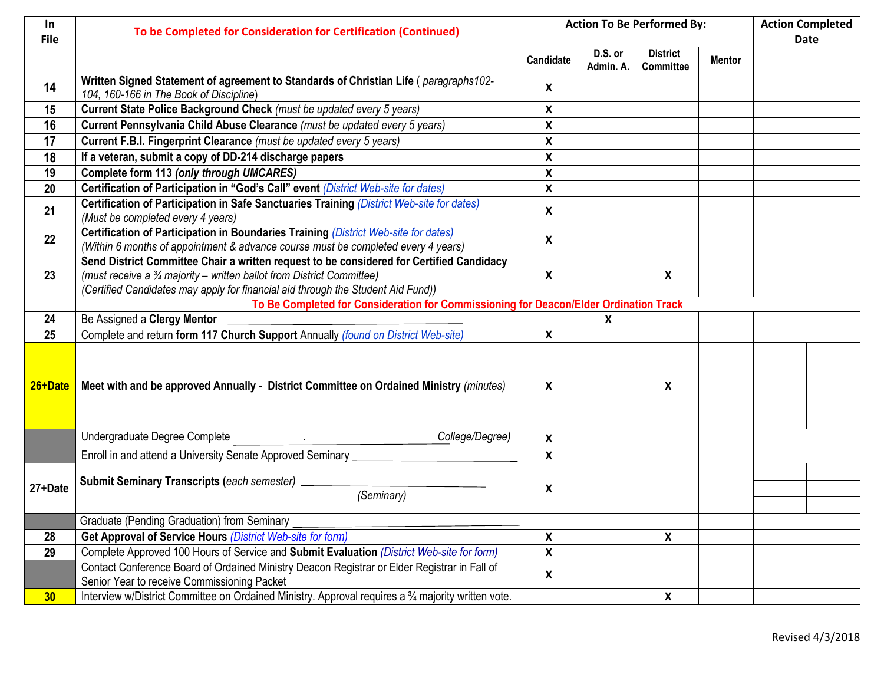| In File | To be Completed for Consideration for Certification (Continued) | Action To Be Performed By: | | | | Action Completed Date |
|---|---|---|---|---|---|---|
| | | Candidate | D.S. or Admin. A. | District Committee | Mentor | |
| 14 | **Written Signed Statement of agreement to Standards of Christian Life** ( *paragraphs102-104, 160-166 in The Book of Discipline*) | X | | | | |
| 15 | **Current State Police Background Check** *(must be updated every 5 years)* | X | | | | |
| 16 | **Current Pennsylvania Child Abuse Clearance** *(must be updated every 5 years)* | X | | | | |
| 17 | **Current F.B.I. Fingerprint Clearance** *(must be updated every 5 years)* | X | | | | |
| 18 | **If a veteran, submit a copy of DD-214 discharge papers** | X | | | | |
| 19 | **Complete form 113** ***(only through UMCARES)*** | X | | | | |
| 20 | **Certification of Participation in "God's Call" event** *(District Web-site for dates)* | X | | | | |
| 21 | **Certification of Participation in Safe Sanctuaries Training** *(District Web-site for dates)* *(Must be completed every 4 years)* | X | | | | |
| 22 | **Certification of Participation in Boundaries Training** *(District Web-site for dates)* *(Within 6 months of appointment & advance course must be completed every 4 years)* | X | | | | |
| 23 | **Send District Committee Chair a written request to be considered for Certified Candidacy** *(must receive a ¾ majority – written ballot from District Committee)* *(Certified Candidates may apply for financial aid through the Student Aid Fund))* | X | | X | | |
| | **To Be Completed for Consideration for Commissioning for Deacon/Elder Ordination Track** | | | | | |
| 24 | Be Assigned a **Clergy Mentor** ______________________________ | | X | | | |
| 25 | Complete and return **form 117 Church Support** Annually *(found on District Web-site)* | X | | | | |
| 26+Date | **Meet with and be approved Annually - District Committee on Ordained Ministry** *(minutes)* | X | | X | | |
| | Undergraduate Degree Complete ______________ . ______________ *College/Degree)* | X | | | | |
| | Enroll in and attend a University Senate Approved Seminary ______________________ | X | | | | |
| 27+Date | **Submit Seminary Transcripts (***each semester)* ______________________ *(Seminary)* | X | | | | |
| | Graduate (Pending Graduation) from Seminary ______________________ | | | | | |
| 28 | **Get Approval of Service Hours** *(District Web-site for form)* | X | | X | | |
| 29 | Complete Approved 100 Hours of Service and **Submit Evaluation** *(District Web-site for form)* | X | | | | |
| | Contact Conference Board of Ordained Ministry Deacon Registrar or Elder Registrar in Fall of Senior Year to receive Commissioning Packet | X | | | | |
| 30 | Interview w/District Committee on Ordained Ministry. Approval requires a ¾ majority written vote. | | | X | | |

Revised 4/3/2018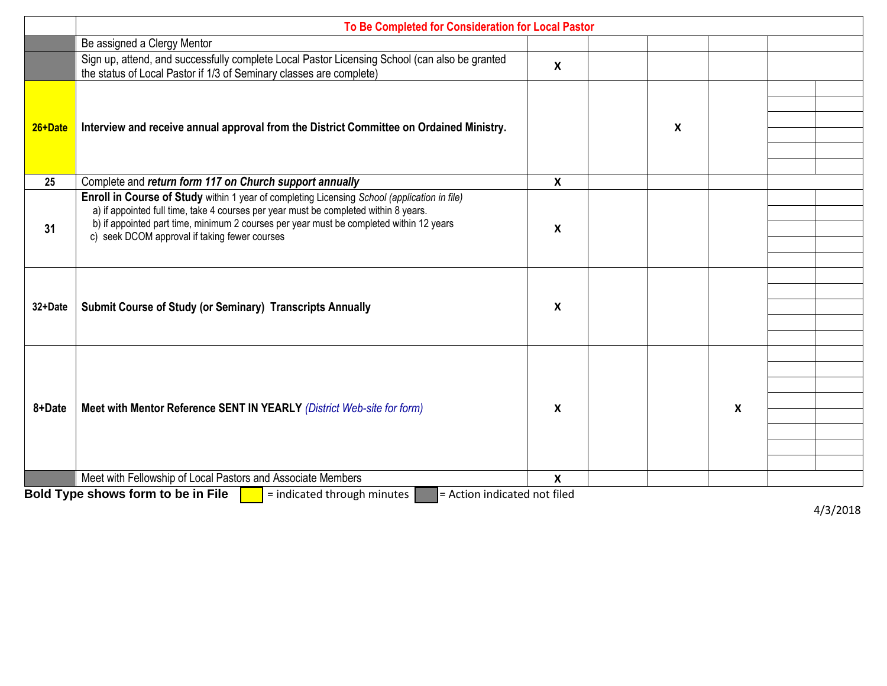| | To Be Completed for Consideration for Local Pastor | | | | | | |
|---|---|---|---|---|---|---|---|
| | Be assigned a Clergy Mentor | | | | | | |
| | Sign up, attend, and successfully complete Local Pastor Licensing School (can also be granted the status of Local Pastor if 1/3 of Seminary classes are complete) | X | | | | | |
| 26+Date | **Interview and receive annual approval from the District Committee on Ordained Ministry.** | | | X | | | |
| 25 | Complete and ***return form 117 on Church support annually*** | X | | | | | |
| 31 | **Enroll in Course of Study** within 1 year of completing Licensing *School (application in file)*<br>a) if appointed full time, take 4 courses per year must be completed within 8 years.<br>b) if appointed part time, minimum 2 courses per year must be completed within 12 years<br>c) seek DCOM approval if taking fewer courses | X | | | | | |
| 32+Date | **Submit Course of Study (or Seminary) Transcripts Annually** | X | | | | | |
| 8+Date | **Meet with Mentor Reference SENT IN YEARLY** *(District Web-site for form)* | X | | | X | | |
| | Meet with Fellowship of Local Pastors and Associate Members | X | | | | | |

**Bold Type shows form to be in File** = indicated through minutes = Action indicated not filed

4/3/2018